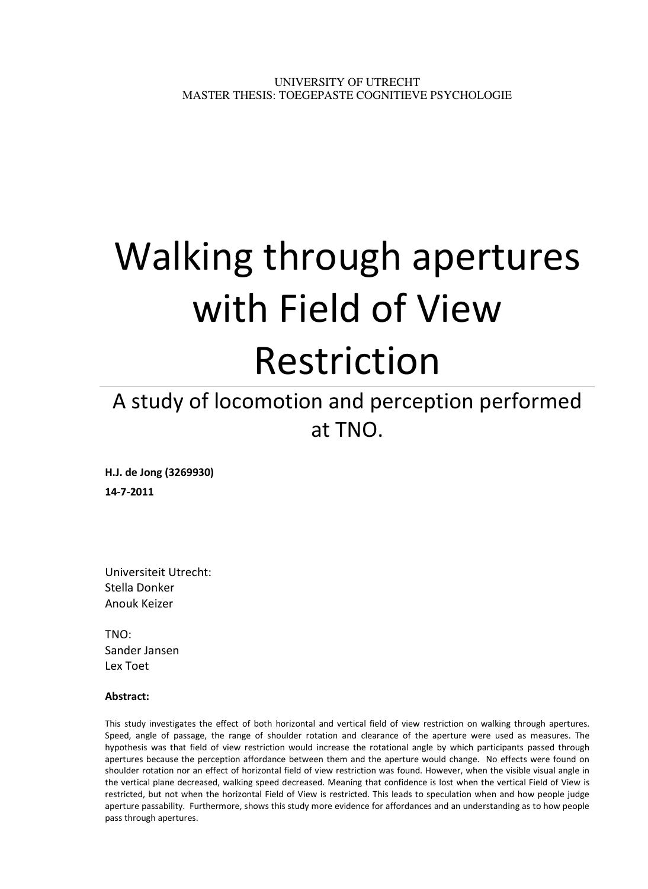UNIVERSITY OF UTRECHT
MASTER THESIS: TOEGEPASTE COGNITIEVE PSYCHOLOGIE

# Walking through apertures with Field of View Restriction

## A study of locomotion and perception performed at TNO.

**H.J. de Jong (3269930)**

**14-7-2011**

Universiteit Utrecht:
Stella Donker
Anouk Keizer

TNO:
Sander Jansen
Lex Toet

**Abstract:**

This study investigates the effect of both horizontal and vertical field of view restriction on walking through apertures. Speed, angle of passage, the range of shoulder rotation and clearance of the aperture were used as measures. The hypothesis was that field of view restriction would increase the rotational angle by which participants passed through apertures because the perception affordance between them and the aperture would change. No effects were found on shoulder rotation nor an effect of horizontal field of view restriction was found. However, when the visible visual angle in the vertical plane decreased, walking speed decreased. Meaning that confidence is lost when the vertical Field of View is restricted, but not when the horizontal Field of View is restricted. This leads to speculation when and how people judge aperture passability. Furthermore, shows this study more evidence for affordances and an understanding as to how people pass through apertures.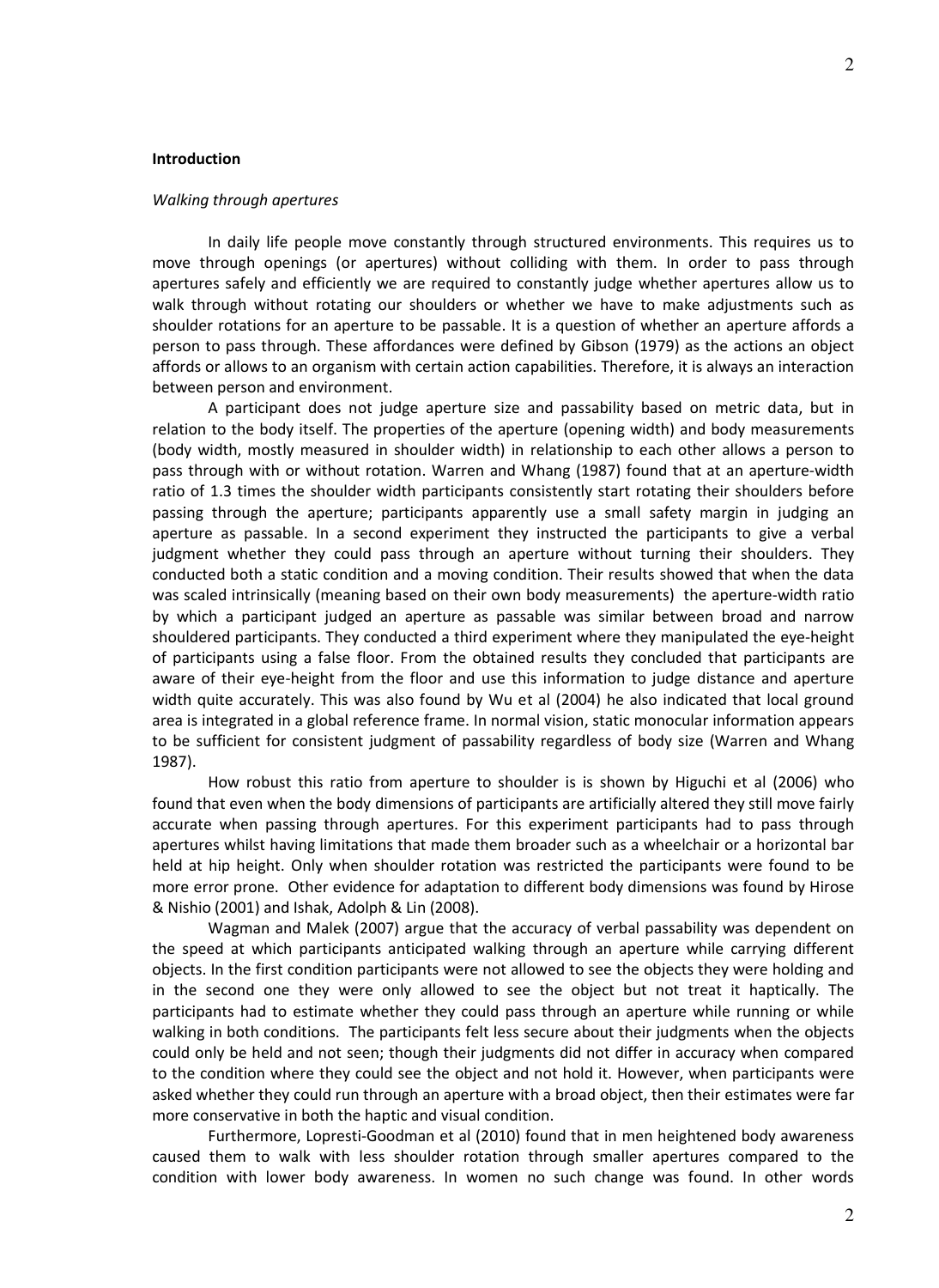## Introduction

*Walking through apertures*

In daily life people move constantly through structured environments. This requires us to move through openings (or apertures) without colliding with them. In order to pass through apertures safely and efficiently we are required to constantly judge whether apertures allow us to walk through without rotating our shoulders or whether we have to make adjustments such as shoulder rotations for an aperture to be passable. It is a question of whether an aperture affords a person to pass through. These affordances were defined by Gibson (1979) as the actions an object affords or allows to an organism with certain action capabilities. Therefore, it is always an interaction between person and environment.

A participant does not judge aperture size and passability based on metric data, but in relation to the body itself. The properties of the aperture (opening width) and body measurements (body width, mostly measured in shoulder width) in relationship to each other allows a person to pass through with or without rotation. Warren and Whang (1987) found that at an aperture-width ratio of 1.3 times the shoulder width participants consistently start rotating their shoulders before passing through the aperture; participants apparently use a small safety margin in judging an aperture as passable. In a second experiment they instructed the participants to give a verbal judgment whether they could pass through an aperture without turning their shoulders. They conducted both a static condition and a moving condition. Their results showed that when the data was scaled intrinsically (meaning based on their own body measurements) the aperture-width ratio by which a participant judged an aperture as passable was similar between broad and narrow shouldered participants. They conducted a third experiment where they manipulated the eye-height of participants using a false floor. From the obtained results they concluded that participants are aware of their eye-height from the floor and use this information to judge distance and aperture width quite accurately. This was also found by Wu et al (2004) he also indicated that local ground area is integrated in a global reference frame. In normal vision, static monocular information appears to be sufficient for consistent judgment of passability regardless of body size (Warren and Whang 1987).

How robust this ratio from aperture to shoulder is is shown by Higuchi et al (2006) who found that even when the body dimensions of participants are artificially altered they still move fairly accurate when passing through apertures. For this experiment participants had to pass through apertures whilst having limitations that made them broader such as a wheelchair or a horizontal bar held at hip height. Only when shoulder rotation was restricted the participants were found to be more error prone. Other evidence for adaptation to different body dimensions was found by Hirose & Nishio (2001) and Ishak, Adolph & Lin (2008).

Wagman and Malek (2007) argue that the accuracy of verbal passability was dependent on the speed at which participants anticipated walking through an aperture while carrying different objects. In the first condition participants were not allowed to see the objects they were holding and in the second one they were only allowed to see the object but not treat it haptically. The participants had to estimate whether they could pass through an aperture while running or while walking in both conditions. The participants felt less secure about their judgments when the objects could only be held and not seen; though their judgments did not differ in accuracy when compared to the condition where they could see the object and not hold it. However, when participants were asked whether they could run through an aperture with a broad object, then their estimates were far more conservative in both the haptic and visual condition.

Furthermore, Lopresti-Goodman et al (2010) found that in men heightened body awareness caused them to walk with less shoulder rotation through smaller apertures compared to the condition with lower body awareness. In women no such change was found. In other words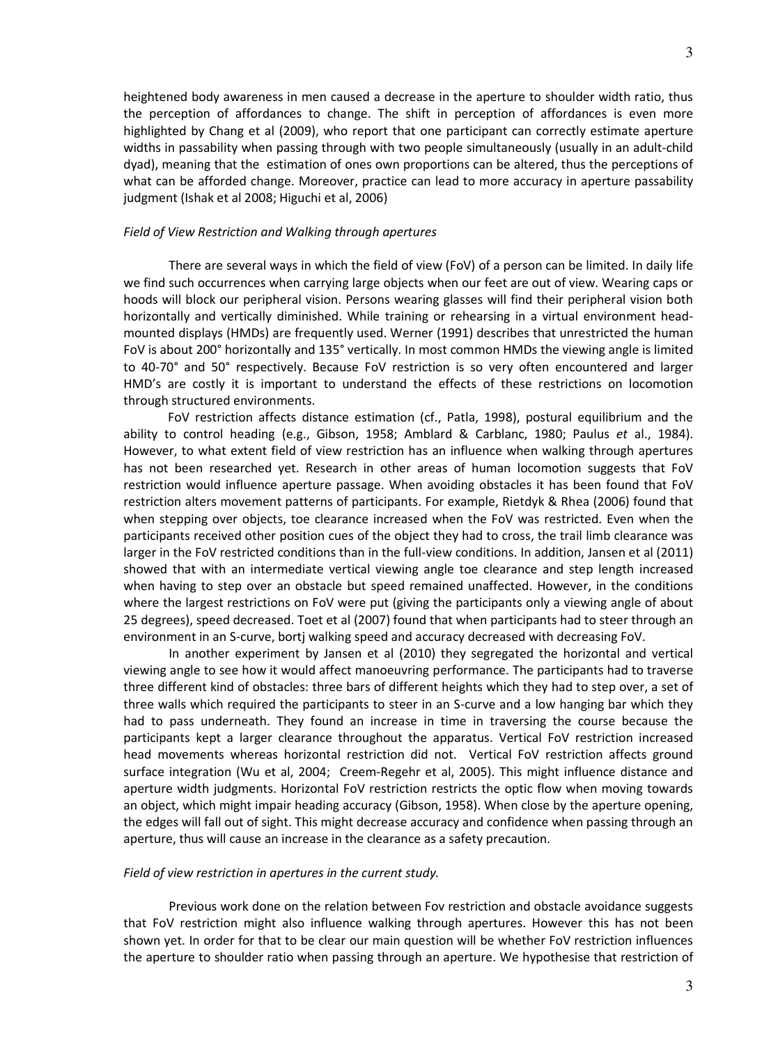heightened body awareness in men caused a decrease in the aperture to shoulder width ratio, thus the perception of affordances to change. The shift in perception of affordances is even more highlighted by Chang et al (2009), who report that one participant can correctly estimate aperture widths in passability when passing through with two people simultaneously (usually in an adult-child dyad), meaning that the estimation of ones own proportions can be altered, thus the perceptions of what can be afforded change. Moreover, practice can lead to more accuracy in aperture passability judgment (Ishak et al 2008; Higuchi et al, 2006)

*Field of View Restriction and Walking through apertures*

There are several ways in which the field of view (FoV) of a person can be limited. In daily life we find such occurrences when carrying large objects when our feet are out of view. Wearing caps or hoods will block our peripheral vision. Persons wearing glasses will find their peripheral vision both horizontally and vertically diminished. While training or rehearsing in a virtual environment head-mounted displays (HMDs) are frequently used. Werner (1991) describes that unrestricted the human FoV is about 200° horizontally and 135° vertically. In most common HMDs the viewing angle is limited to 40-70° and 50° respectively. Because FoV restriction is so very often encountered and larger HMD's are costly it is important to understand the effects of these restrictions on locomotion through structured environments.

FoV restriction affects distance estimation (cf., Patla, 1998), postural equilibrium and the ability to control heading (e.g., Gibson, 1958; Amblard & Carblanc, 1980; Paulus *et* al., 1984). However, to what extent field of view restriction has an influence when walking through apertures has not been researched yet. Research in other areas of human locomotion suggests that FoV restriction would influence aperture passage. When avoiding obstacles it has been found that FoV restriction alters movement patterns of participants. For example, Rietdyk & Rhea (2006) found that when stepping over objects, toe clearance increased when the FoV was restricted. Even when the participants received other position cues of the object they had to cross, the trail limb clearance was larger in the FoV restricted conditions than in the full-view conditions. In addition, Jansen et al (2011) showed that with an intermediate vertical viewing angle toe clearance and step length increased when having to step over an obstacle but speed remained unaffected. However, in the conditions where the largest restrictions on FoV were put (giving the participants only a viewing angle of about 25 degrees), speed decreased. Toet et al (2007) found that when participants had to steer through an environment in an S-curve, bortj walking speed and accuracy decreased with decreasing FoV.

In another experiment by Jansen et al (2010) they segregated the horizontal and vertical viewing angle to see how it would affect manoeuvring performance. The participants had to traverse three different kind of obstacles: three bars of different heights which they had to step over, a set of three walls which required the participants to steer in an S-curve and a low hanging bar which they had to pass underneath. They found an increase in time in traversing the course because the participants kept a larger clearance throughout the apparatus. Vertical FoV restriction increased head movements whereas horizontal restriction did not. Vertical FoV restriction affects ground surface integration (Wu et al, 2004; Creem-Regehr et al, 2005). This might influence distance and aperture width judgments. Horizontal FoV restriction restricts the optic flow when moving towards an object, which might impair heading accuracy (Gibson, 1958). When close by the aperture opening, the edges will fall out of sight. This might decrease accuracy and confidence when passing through an aperture, thus will cause an increase in the clearance as a safety precaution.

*Field of view restriction in apertures in the current study.*

Previous work done on the relation between Fov restriction and obstacle avoidance suggests that FoV restriction might also influence walking through apertures. However this has not been shown yet. In order for that to be clear our main question will be whether FoV restriction influences the aperture to shoulder ratio when passing through an aperture. We hypothesise that restriction of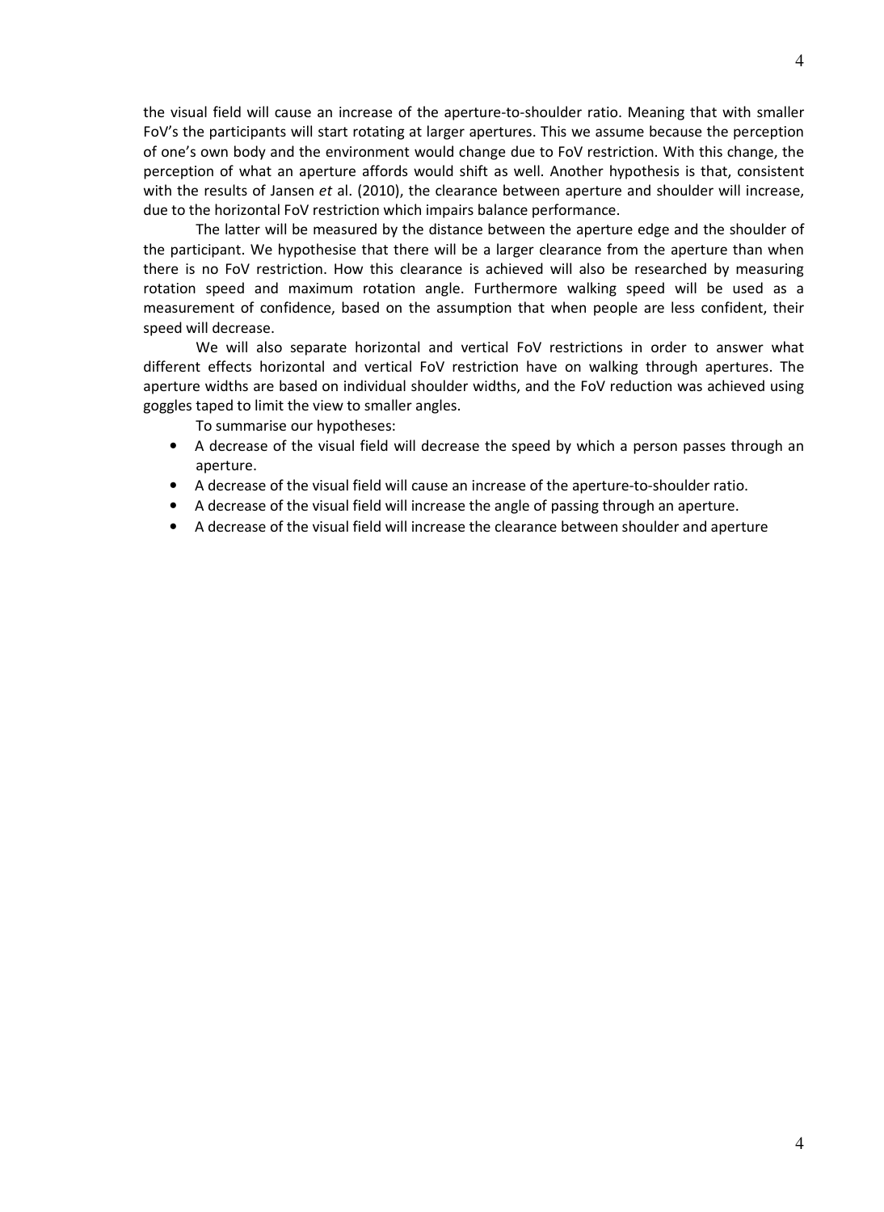the visual field will cause an increase of the aperture-to-shoulder ratio. Meaning that with smaller FoV's the participants will start rotating at larger apertures. This we assume because the perception of one's own body and the environment would change due to FoV restriction. With this change, the perception of what an aperture affords would shift as well. Another hypothesis is that, consistent with the results of Jansen *et* al. (2010), the clearance between aperture and shoulder will increase, due to the horizontal FoV restriction which impairs balance performance.

The latter will be measured by the distance between the aperture edge and the shoulder of the participant. We hypothesise that there will be a larger clearance from the aperture than when there is no FoV restriction. How this clearance is achieved will also be researched by measuring rotation speed and maximum rotation angle. Furthermore walking speed will be used as a measurement of confidence, based on the assumption that when people are less confident, their speed will decrease.

We will also separate horizontal and vertical FoV restrictions in order to answer what different effects horizontal and vertical FoV restriction have on walking through apertures. The aperture widths are based on individual shoulder widths, and the FoV reduction was achieved using goggles taped to limit the view to smaller angles.

To summarise our hypotheses:

- A decrease of the visual field will decrease the speed by which a person passes through an aperture.
- A decrease of the visual field will cause an increase of the aperture-to-shoulder ratio.
- A decrease of the visual field will increase the angle of passing through an aperture.
- A decrease of the visual field will increase the clearance between shoulder and aperture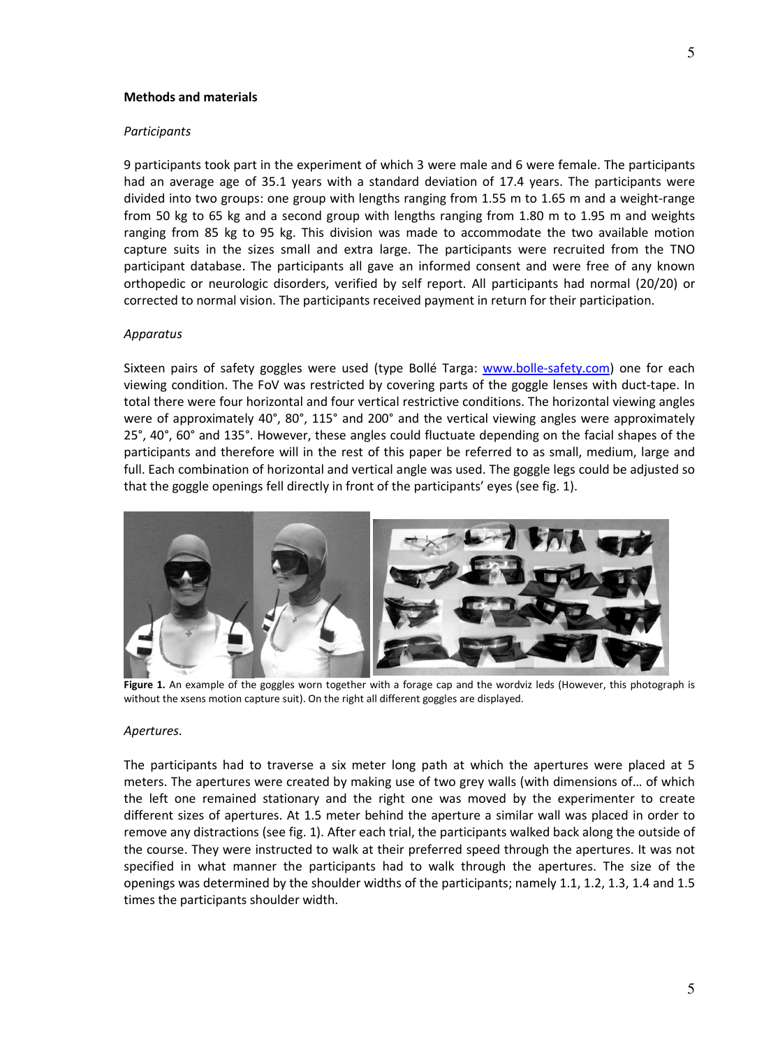**Methods and materials**

*Participants*

9 participants took part in the experiment of which 3 were male and 6 were female. The participants had an average age of 35.1 years with a standard deviation of 17.4 years. The participants were divided into two groups: one group with lengths ranging from 1.55 m to 1.65 m and a weight-range from 50 kg to 65 kg and a second group with lengths ranging from 1.80 m to 1.95 m and weights ranging from 85 kg to 95 kg. This division was made to accommodate the two available motion capture suits in the sizes small and extra large. The participants were recruited from the TNO participant database. The participants all gave an informed consent and were free of any known orthopedic or neurologic disorders, verified by self report. All participants had normal (20/20) or corrected to normal vision. The participants received payment in return for their participation.

*Apparatus*

Sixteen pairs of safety goggles were used (type Bollé Targa: www.bolle-safety.com) one for each viewing condition. The FoV was restricted by covering parts of the goggle lenses with duct-tape. In total there were four horizontal and four vertical restrictive conditions. The horizontal viewing angles were of approximately 40°, 80°, 115° and 200° and the vertical viewing angles were approximately 25°, 40°, 60° and 135°. However, these angles could fluctuate depending on the facial shapes of the participants and therefore will in the rest of this paper be referred to as small, medium, large and full. Each combination of horizontal and vertical angle was used. The goggle legs could be adjusted so that the goggle openings fell directly in front of the participants' eyes (see fig. 1).

**Figure 1.** An example of the goggles worn together with a forage cap and the wordviz leds (However, this photograph is without the xsens motion capture suit). On the right all different goggles are displayed.

*Apertures*.

The participants had to traverse a six meter long path at which the apertures were placed at 5 meters. The apertures were created by making use of two grey walls (with dimensions of… of which the left one remained stationary and the right one was moved by the experimenter to create different sizes of apertures. At 1.5 meter behind the aperture a similar wall was placed in order to remove any distractions (see fig. 1). After each trial, the participants walked back along the outside of the course. They were instructed to walk at their preferred speed through the apertures. It was not specified in what manner the participants had to walk through the apertures. The size of the openings was determined by the shoulder widths of the participants; namely 1.1, 1.2, 1.3, 1.4 and 1.5 times the participants shoulder width.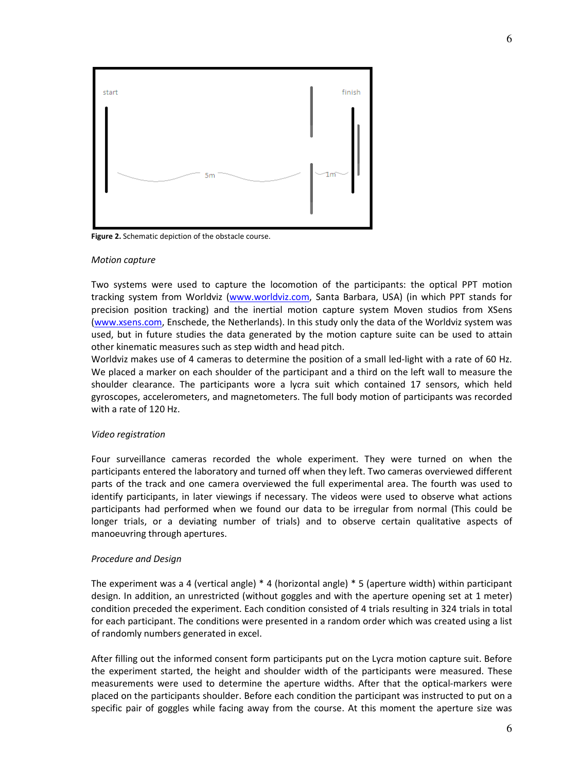Figure 2. Schematic depiction of the obstacle course.

*Motion capture*

Two systems were used to capture the locomotion of the participants: the optical PPT motion tracking system from Worldviz (www.worldviz.com, Santa Barbara, USA) (in which PPT stands for precision position tracking) and the inertial motion capture system Moven studios from XSens (www.xsens.com, Enschede, the Netherlands). In this study only the data of the Worldviz system was used, but in future studies the data generated by the motion capture suite can be used to attain other kinematic measures such as step width and head pitch.
Worldviz makes use of 4 cameras to determine the position of a small led-light with a rate of 60 Hz. We placed a marker on each shoulder of the participant and a third on the left wall to measure the shoulder clearance. The participants wore a lycra suit which contained 17 sensors, which held gyroscopes, accelerometers, and magnetometers. The full body motion of participants was recorded with a rate of 120 Hz.

*Video registration*

Four surveillance cameras recorded the whole experiment. They were turned on when the participants entered the laboratory and turned off when they left. Two cameras overviewed different parts of the track and one camera overviewed the full experimental area. The fourth was used to identify participants, in later viewings if necessary. The videos were used to observe what actions participants had performed when we found our data to be irregular from normal (This could be longer trials, or a deviating number of trials) and to observe certain qualitative aspects of manoeuvring through apertures.

*Procedure and Design*

The experiment was a 4 (vertical angle) * 4 (horizontal angle) * 5 (aperture width) within participant design. In addition, an unrestricted (without goggles and with the aperture opening set at 1 meter) condition preceded the experiment. Each condition consisted of 4 trials resulting in 324 trials in total for each participant. The conditions were presented in a random order which was created using a list of randomly numbers generated in excel.

After filling out the informed consent form participants put on the Lycra motion capture suit. Before the experiment started, the height and shoulder width of the participants were measured. These measurements were used to determine the aperture widths. After that the optical-markers were placed on the participants shoulder. Before each condition the participant was instructed to put on a specific pair of goggles while facing away from the course. At this moment the aperture size was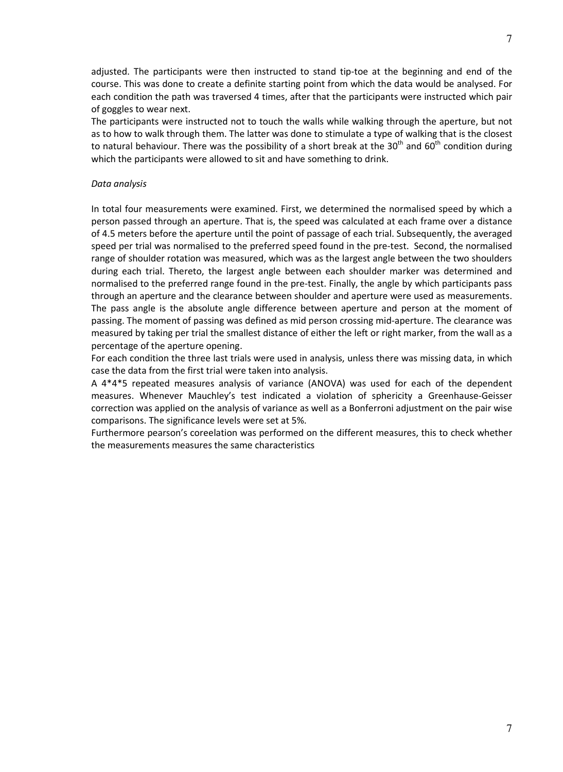adjusted. The participants were then instructed to stand tip-toe at the beginning and end of the course. This was done to create a definite starting point from which the data would be analysed. For each condition the path was traversed 4 times, after that the participants were instructed which pair of goggles to wear next.

The participants were instructed not to touch the walls while walking through the aperture, but not as to how to walk through them. The latter was done to stimulate a type of walking that is the closest to natural behaviour. There was the possibility of a short break at the 30th and 60th condition during which the participants were allowed to sit and have something to drink.

*Data analysis*

In total four measurements were examined. First, we determined the normalised speed by which a person passed through an aperture. That is, the speed was calculated at each frame over a distance of 4.5 meters before the aperture until the point of passage of each trial. Subsequently, the averaged speed per trial was normalised to the preferred speed found in the pre-test. Second, the normalised range of shoulder rotation was measured, which was as the largest angle between the two shoulders during each trial. Thereto, the largest angle between each shoulder marker was determined and normalised to the preferred range found in the pre-test. Finally, the angle by which participants pass through an aperture and the clearance between shoulder and aperture were used as measurements. The pass angle is the absolute angle difference between aperture and person at the moment of passing. The moment of passing was defined as mid person crossing mid-aperture. The clearance was measured by taking per trial the smallest distance of either the left or right marker, from the wall as a percentage of the aperture opening.

For each condition the three last trials were used in analysis, unless there was missing data, in which case the data from the first trial were taken into analysis.

A 4*4*5 repeated measures analysis of variance (ANOVA) was used for each of the dependent measures. Whenever Mauchley's test indicated a violation of sphericity a Greenhause-Geisser correction was applied on the analysis of variance as well as a Bonferroni adjustment on the pair wise comparisons. The significance levels were set at 5%.

Furthermore pearson's coreelation was performed on the different measures, this to check whether the measurements measures the same characteristics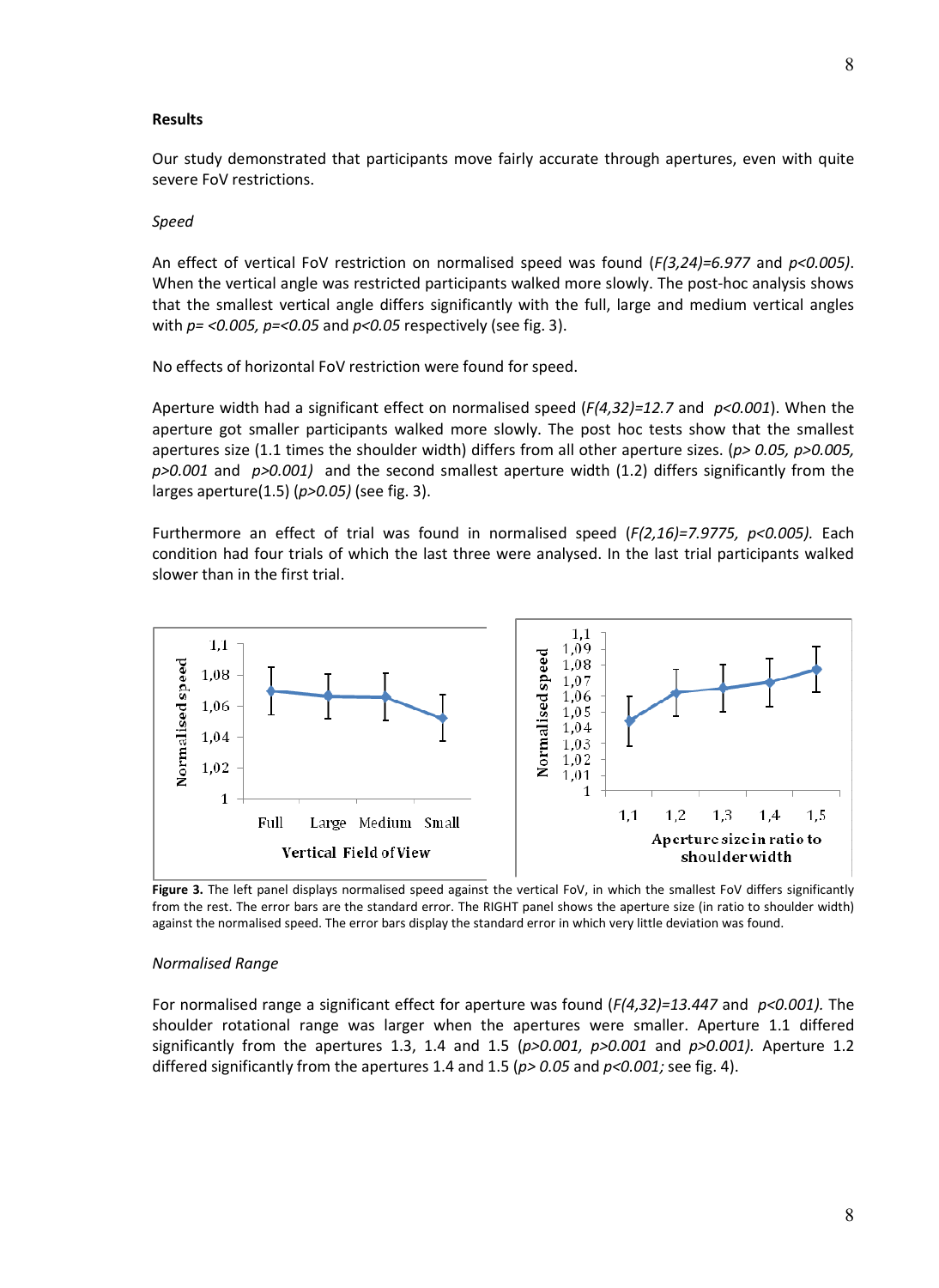**Results**

Our study demonstrated that participants move fairly accurate through apertures, even with quite severe FoV restrictions.

*Speed*

An effect of vertical FoV restriction on normalised speed was found ($F(3,24)=6.977$ and $p<0.005$). When the vertical angle was restricted participants walked more slowly. The post-hoc analysis shows that the smallest vertical angle differs significantly with the full, large and medium vertical angles with $p= <0.005$, $p=<0.05$ and $p<0.05$ respectively (see fig. 3).

No effects of horizontal FoV restriction were found for speed.

Aperture width had a significant effect on normalised speed ($F(4,32)=12.7$ and $p<0.001$). When the aperture got smaller participants walked more slowly. The post hoc tests show that the smallest apertures size (1.1 times the shoulder width) differs from all other aperture sizes. ($p> 0.05$, $p>0.005$, $p>0.001$ and $p>0.001$) and the second smallest aperture width (1.2) differs significantly from the larges aperture(1.5) ($p>0.05$) (see fig. 3).

Furthermore an effect of trial was found in normalised speed ($F(2,16)=7.9775$, $p<0.005$). Each condition had four trials of which the last three were analysed. In the last trial participants walked slower than in the first trial.

**Figure 3.** The left panel displays normalised speed against the vertical FoV, in which the smallest FoV differs significantly from the rest. The error bars are the standard error. The RIGHT panel shows the aperture size (in ratio to shoulder width) against the normalised speed. The error bars display the standard error in which very little deviation was found.

*Normalised Range*

For normalised range a significant effect for aperture was found ($F(4,32)=13.447$ and $p<0.001$). The shoulder rotational range was larger when the apertures were smaller. Aperture 1.1 differed significantly from the apertures 1.3, 1.4 and 1.5 ($p>0.001$, $p>0.001$ and $p>0.001$). Aperture 1.2 differed significantly from the apertures 1.4 and 1.5 ($p> 0.05$ and $p<0.001$; see fig. 4).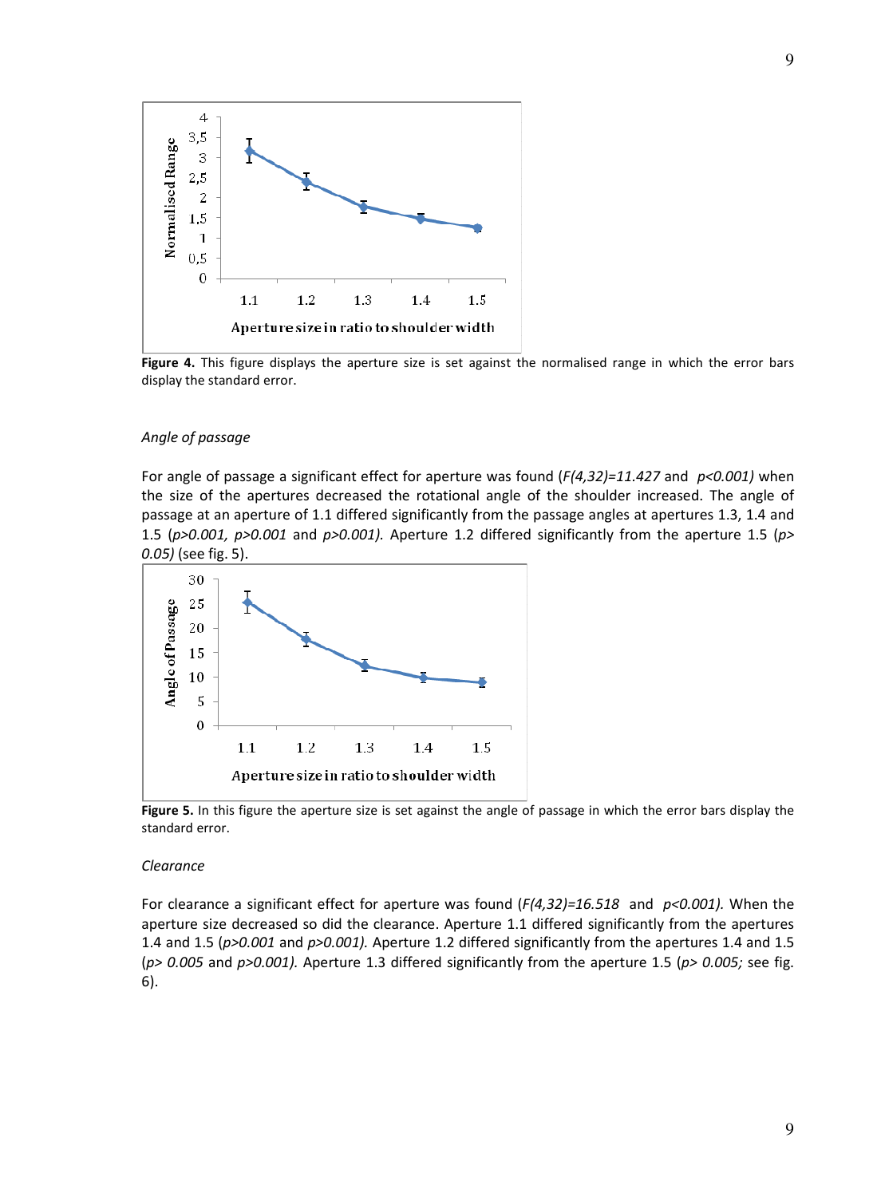**Figure 4.** This figure displays the aperture size is set against the normalised range in which the error bars display the standard error.

*Angle of passage*

For angle of passage a significant effect for aperture was found (*$F(4,32)=11.427$* and *$p<0.001$*) when the size of the apertures decreased the rotational angle of the shoulder increased. The angle of passage at an aperture of 1.1 differed significantly from the passage angles at apertures 1.3, 1.4 and 1.5 (*$p>0.001$, $p>0.001$* and *$p>0.001$*). Aperture 1.2 differed significantly from the aperture 1.5 (*$p> 0.05$*) (see fig. 5).

**Figure 5.** In this figure the aperture size is set against the angle of passage in which the error bars display the standard error.

*Clearance*

For clearance a significant effect for aperture was found (*$F(4,32)=16.518$* and *$p<0.001$*). When the aperture size decreased so did the clearance. Aperture 1.1 differed significantly from the apertures 1.4 and 1.5 (*$p>0.001$* and *$p>0.001$*). Aperture 1.2 differed significantly from the apertures 1.4 and 1.5 (*$p> 0.005$* and *$p>0.001$*). Aperture 1.3 differed significantly from the aperture 1.5 (*$p> 0.005$;* see fig. 6).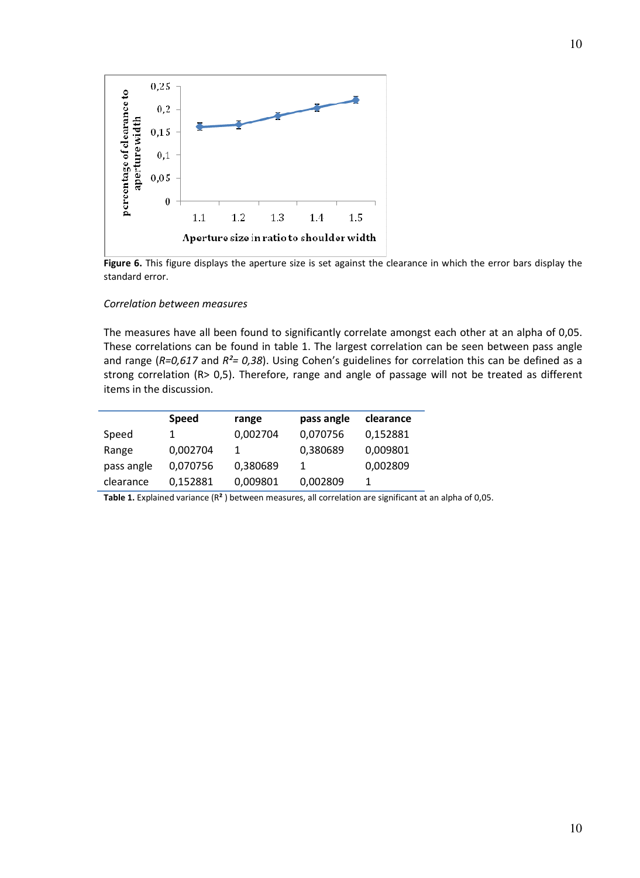Figure 6. This figure displays the aperture size is set against the clearance in which the error bars display the standard error.

*Correlation between measures*

The measures have all been found to significantly correlate amongst each other at an alpha of 0,05. These correlations can be found in table 1. The largest correlation can be seen between pass angle and range (*R=0,617* and *$R^2$= 0,38*). Using Cohen's guidelines for correlation this can be defined as a strong correlation (R> 0,5). Therefore, range and angle of passage will not be treated as different items in the discussion.

| | Speed | range | pass angle | clearance |
|---|---|---|---|---|
| Speed | 1 | 0,002704 | 0,070756 | 0,152881 |
| Range | 0,002704 | 1 | 0,380689 | 0,009801 |
| pass angle | 0,070756 | 0,380689 | 1 | 0,002809 |
| clearance | 0,152881 | 0,009801 | 0,002809 | 1 |

**Table 1.** Explained variance ($R^2$ ) between measures, all correlation are significant at an alpha of 0,05.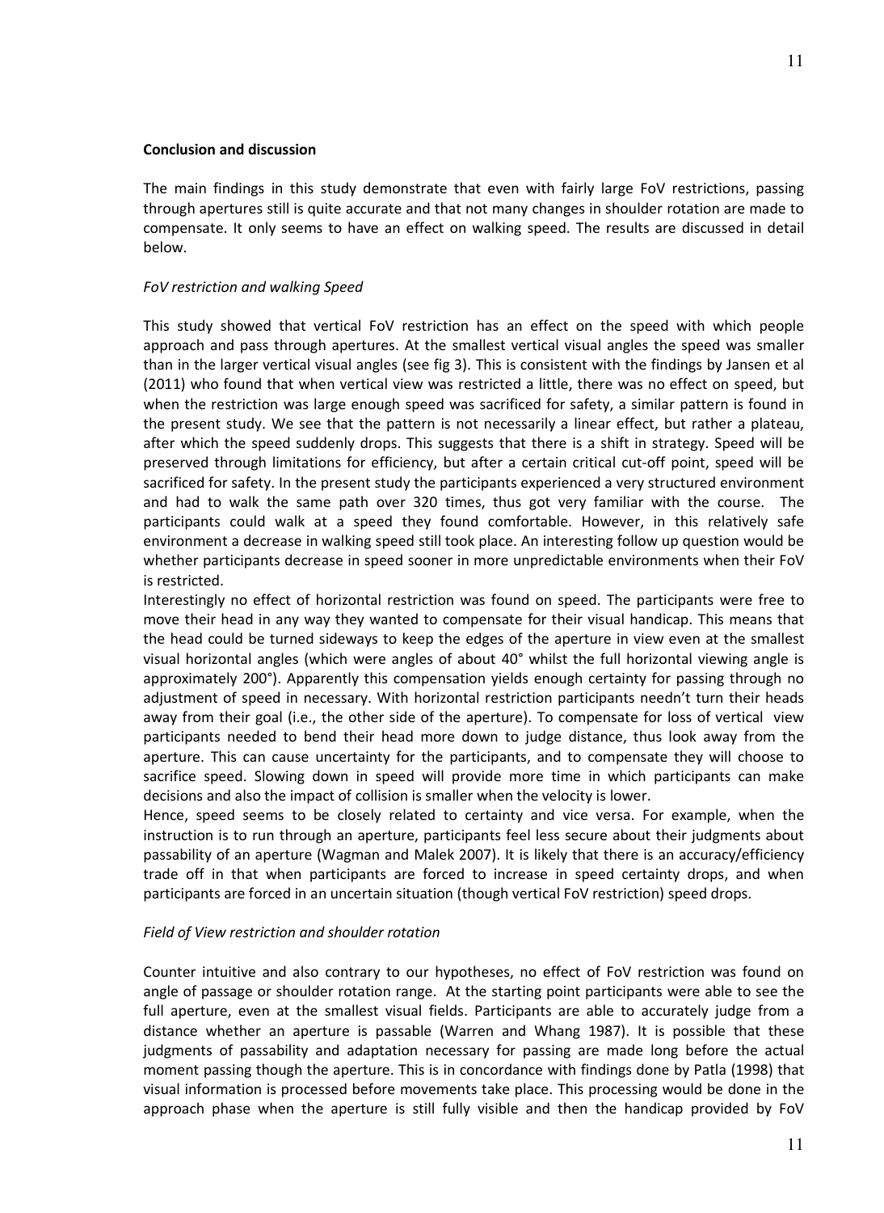## Conclusion and discussion

The main findings in this study demonstrate that even with fairly large FoV restrictions, passing through apertures still is quite accurate and that not many changes in shoulder rotation are made to compensate. It only seems to have an effect on walking speed. The results are discussed in detail below.

### *FoV restriction and walking Speed*

This study showed that vertical FoV restriction has an effect on the speed with which people approach and pass through apertures. At the smallest vertical visual angles the speed was smaller than in the larger vertical visual angles (see fig 3). This is consistent with the findings by Jansen et al (2011) who found that when vertical view was restricted a little, there was no effect on speed, but when the restriction was large enough speed was sacrificed for safety, a similar pattern is found in the present study. We see that the pattern is not necessarily a linear effect, but rather a plateau, after which the speed suddenly drops. This suggests that there is a shift in strategy. Speed will be preserved through limitations for efficiency, but after a certain critical cut-off point, speed will be sacrificed for safety. In the present study the participants experienced a very structured environment and had to walk the same path over 320 times, thus got very familiar with the course. The participants could walk at a speed they found comfortable. However, in this relatively safe environment a decrease in walking speed still took place. An interesting follow up question would be whether participants decrease in speed sooner in more unpredictable environments when their FoV is restricted.

Interestingly no effect of horizontal restriction was found on speed. The participants were free to move their head in any way they wanted to compensate for their visual handicap. This means that the head could be turned sideways to keep the edges of the aperture in view even at the smallest visual horizontal angles (which were angles of about 40° whilst the full horizontal viewing angle is approximately 200°). Apparently this compensation yields enough certainty for passing through no adjustment of speed in necessary. With horizontal restriction participants needn't turn their heads away from their goal (i.e., the other side of the aperture). To compensate for loss of vertical view participants needed to bend their head more down to judge distance, thus look away from the aperture. This can cause uncertainty for the participants, and to compensate they will choose to sacrifice speed. Slowing down in speed will provide more time in which participants can make decisions and also the impact of collision is smaller when the velocity is lower.

Hence, speed seems to be closely related to certainty and vice versa. For example, when the instruction is to run through an aperture, participants feel less secure about their judgments about passability of an aperture (Wagman and Malek 2007). It is likely that there is an accuracy/efficiency trade off in that when participants are forced to increase in speed certainty drops, and when participants are forced in an uncertain situation (though vertical FoV restriction) speed drops.

### *Field of View restriction and shoulder rotation*

Counter intuitive and also contrary to our hypotheses, no effect of FoV restriction was found on angle of passage or shoulder rotation range. At the starting point participants were able to see the full aperture, even at the smallest visual fields. Participants are able to accurately judge from a distance whether an aperture is passable (Warren and Whang 1987). It is possible that these judgments of passability and adaptation necessary for passing are made long before the actual moment passing though the aperture. This is in concordance with findings done by Patla (1998) that visual information is processed before movements take place. This processing would be done in the approach phase when the aperture is still fully visible and then the handicap provided by FoV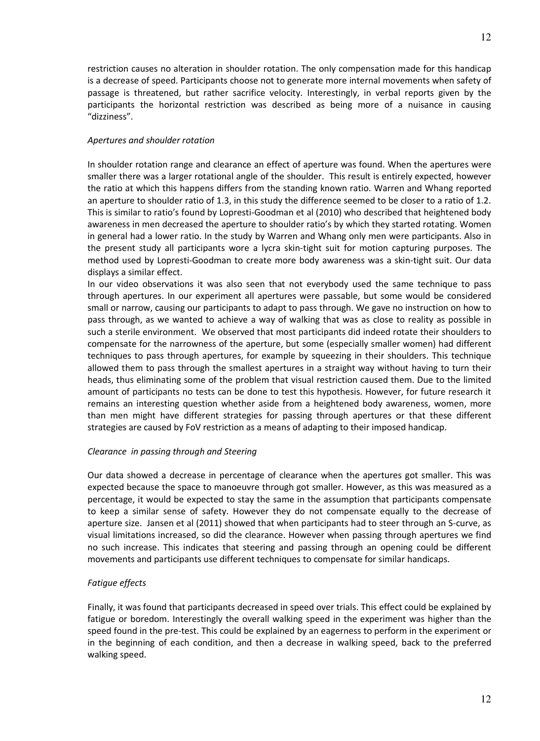restriction causes no alteration in shoulder rotation. The only compensation made for this handicap is a decrease of speed. Participants choose not to generate more internal movements when safety of passage is threatened, but rather sacrifice velocity. Interestingly, in verbal reports given by the participants the horizontal restriction was described as being more of a nuisance in causing "dizziness".

*Apertures and shoulder rotation*

In shoulder rotation range and clearance an effect of aperture was found. When the apertures were smaller there was a larger rotational angle of the shoulder. This result is entirely expected, however the ratio at which this happens differs from the standing known ratio. Warren and Whang reported an aperture to shoulder ratio of 1.3, in this study the difference seemed to be closer to a ratio of 1.2. This is similar to ratio's found by Lopresti-Goodman et al (2010) who described that heightened body awareness in men decreased the aperture to shoulder ratio's by which they started rotating. Women in general had a lower ratio. In the study by Warren and Whang only men were participants. Also in the present study all participants wore a lycra skin-tight suit for motion capturing purposes. The method used by Lopresti-Goodman to create more body awareness was a skin-tight suit. Our data displays a similar effect.

In our video observations it was also seen that not everybody used the same technique to pass through apertures. In our experiment all apertures were passable, but some would be considered small or narrow, causing our participants to adapt to pass through. We gave no instruction on how to pass through, as we wanted to achieve a way of walking that was as close to reality as possible in such a sterile environment. We observed that most participants did indeed rotate their shoulders to compensate for the narrowness of the aperture, but some (especially smaller women) had different techniques to pass through apertures, for example by squeezing in their shoulders. This technique allowed them to pass through the smallest apertures in a straight way without having to turn their heads, thus eliminating some of the problem that visual restriction caused them. Due to the limited amount of participants no tests can be done to test this hypothesis. However, for future research it remains an interesting question whether aside from a heightened body awareness, women, more than men might have different strategies for passing through apertures or that these different strategies are caused by FoV restriction as a means of adapting to their imposed handicap.

*Clearance in passing through and Steering*

Our data showed a decrease in percentage of clearance when the apertures got smaller. This was expected because the space to manoeuvre through got smaller. However, as this was measured as a percentage, it would be expected to stay the same in the assumption that participants compensate to keep a similar sense of safety. However they do not compensate equally to the decrease of aperture size. Jansen et al (2011) showed that when participants had to steer through an S-curve, as visual limitations increased, so did the clearance. However when passing through apertures we find no such increase. This indicates that steering and passing through an opening could be different movements and participants use different techniques to compensate for similar handicaps.

*Fatigue effects*

Finally, it was found that participants decreased in speed over trials. This effect could be explained by fatigue or boredom. Interestingly the overall walking speed in the experiment was higher than the speed found in the pre-test. This could be explained by an eagerness to perform in the experiment or in the beginning of each condition, and then a decrease in walking speed, back to the preferred walking speed.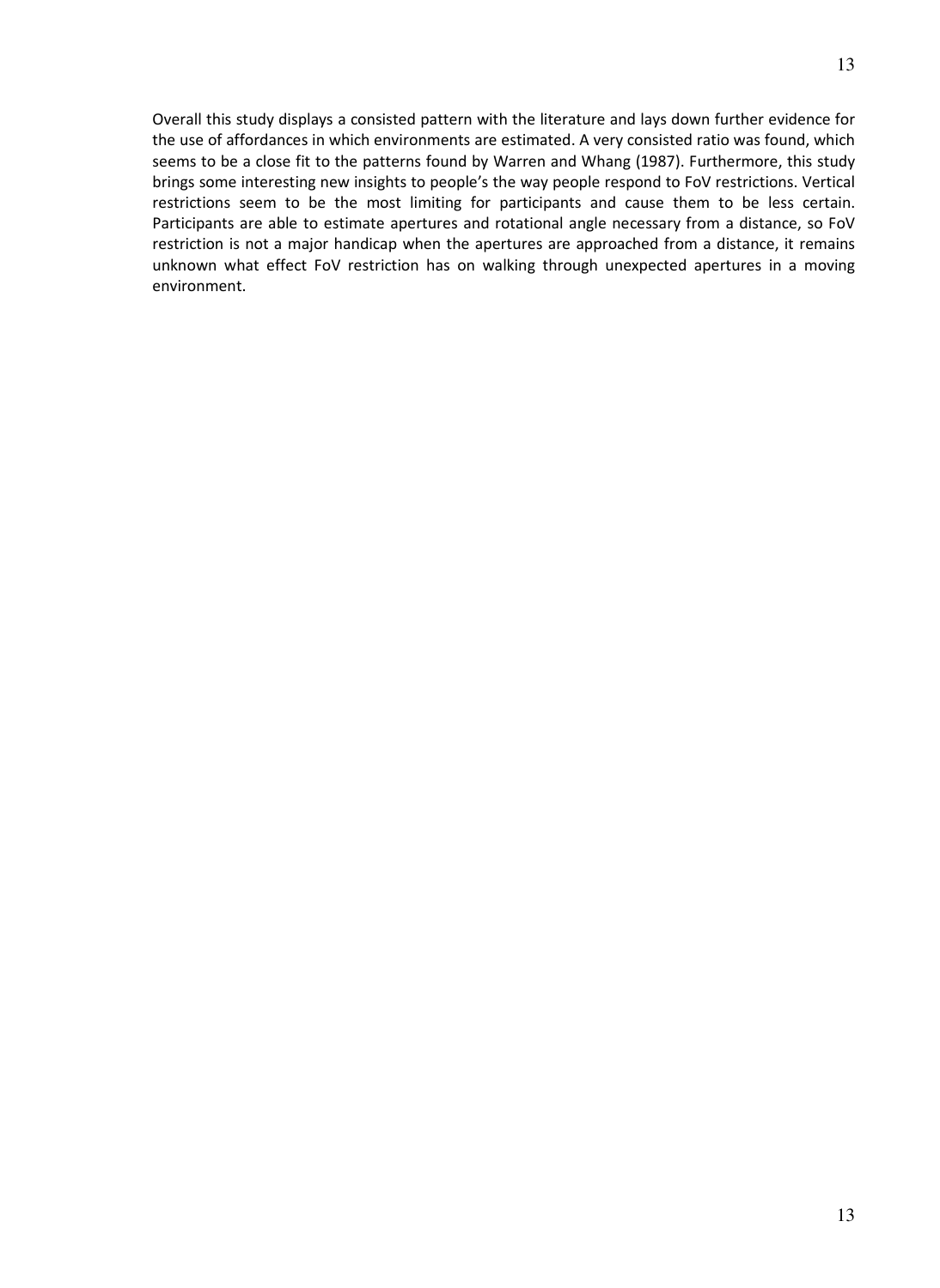Overall this study displays a consisted pattern with the literature and lays down further evidence for the use of affordances in which environments are estimated. A very consisted ratio was found, which seems to be a close fit to the patterns found by Warren and Whang (1987). Furthermore, this study brings some interesting new insights to people's the way people respond to FoV restrictions. Vertical restrictions seem to be the most limiting for participants and cause them to be less certain. Participants are able to estimate apertures and rotational angle necessary from a distance, so FoV restriction is not a major handicap when the apertures are approached from a distance, it remains unknown what effect FoV restriction has on walking through unexpected apertures in a moving environment.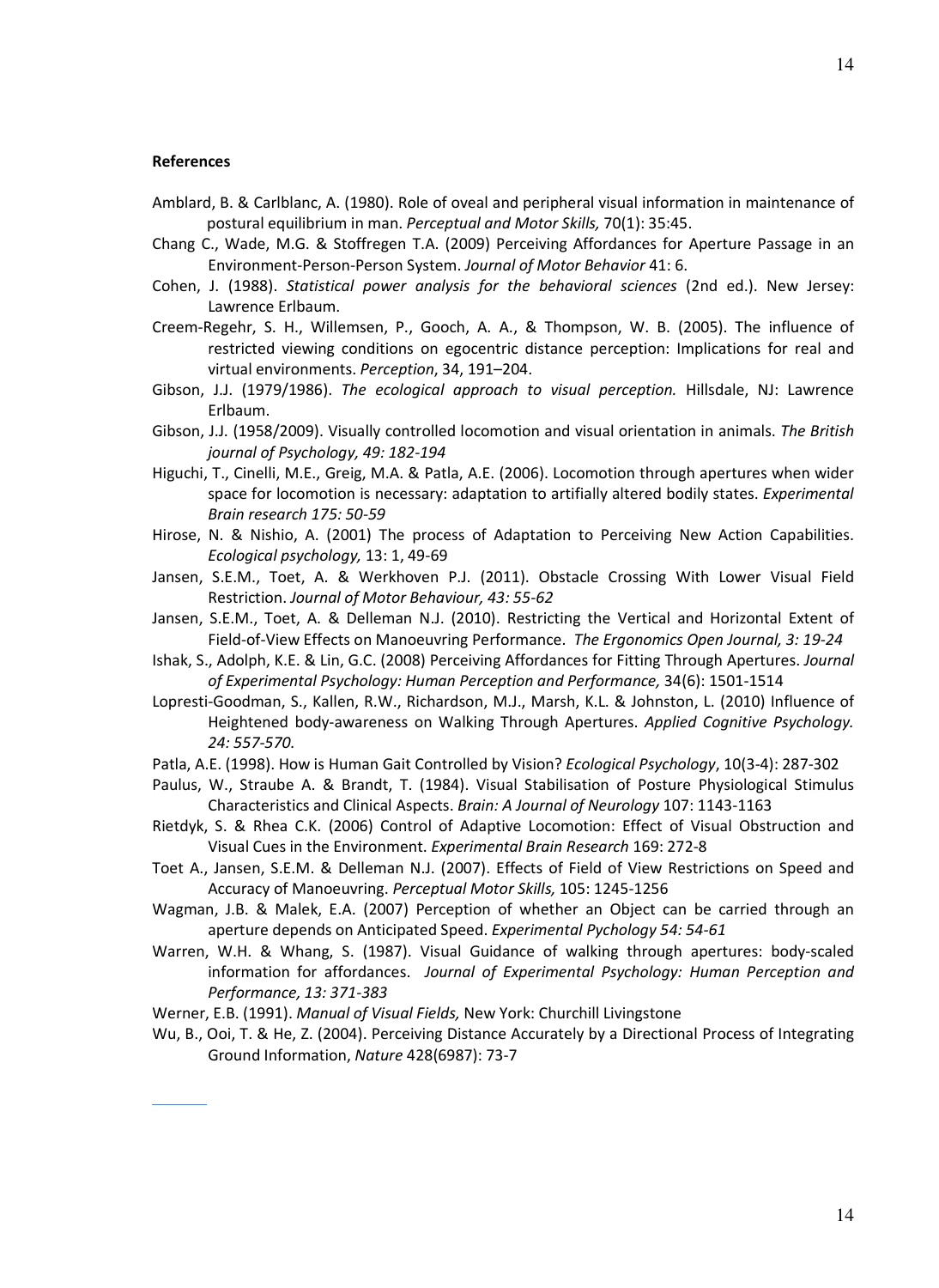**References**

Amblard, B. & Carlblanc, A. (1980). Role of oveal and peripheral visual information in maintenance of postural equilibrium in man. *Perceptual and Motor Skills,* 70(1): 35:45.

Chang C., Wade, M.G. & Stoffregen T.A. (2009) Perceiving Affordances for Aperture Passage in an Environment-Person-Person System. *Journal of Motor Behavior* 41: 6.

Cohen, J. (1988). *Statistical power analysis for the behavioral sciences* (2nd ed.). New Jersey: Lawrence Erlbaum.

Creem-Regehr, S. H., Willemsen, P., Gooch, A. A., & Thompson, W. B. (2005). The influence of restricted viewing conditions on egocentric distance perception: Implications for real and virtual environments. *Perception*, 34, 191–204.

Gibson, J.J. (1979/1986). *The ecological approach to visual perception.* Hillsdale, NJ: Lawrence Erlbaum.

Gibson, J.J. (1958/2009). Visually controlled locomotion and visual orientation in animals. *The British journal of Psychology, 49: 182-194*

Higuchi, T., Cinelli, M.E., Greig, M.A. & Patla, A.E. (2006). Locomotion through apertures when wider space for locomotion is necessary: adaptation to artifially altered bodily states. *Experimental Brain research 175: 50-59*

Hirose, N. & Nishio, A. (2001) The process of Adaptation to Perceiving New Action Capabilities. *Ecological psychology,* 13: 1, 49-69

Jansen, S.E.M., Toet, A. & Werkhoven P.J. (2011). Obstacle Crossing With Lower Visual Field Restriction. *Journal of Motor Behaviour, 43: 55-62*

Jansen, S.E.M., Toet, A. & Delleman N.J. (2010). Restricting the Vertical and Horizontal Extent of Field-of-View Effects on Manoeuvring Performance. *The Ergonomics Open Journal, 3: 19-24*

Ishak, S., Adolph, K.E. & Lin, G.C. (2008) Perceiving Affordances for Fitting Through Apertures. *Journal of Experimental Psychology: Human Perception and Performance,* 34(6): 1501-1514

Lopresti-Goodman, S., Kallen, R.W., Richardson, M.J., Marsh, K.L. & Johnston, L. (2010) Influence of Heightened body-awareness on Walking Through Apertures. *Applied Cognitive Psychology. 24: 557-570.*

Patla, A.E. (1998). How is Human Gait Controlled by Vision? *Ecological Psychology*, 10(3-4): 287-302

Paulus, W., Straube A. & Brandt, T. (1984). Visual Stabilisation of Posture Physiological Stimulus Characteristics and Clinical Aspects. *Brain: A Journal of Neurology* 107: 1143-1163

Rietdyk, S. & Rhea C.K. (2006) Control of Adaptive Locomotion: Effect of Visual Obstruction and Visual Cues in the Environment. *Experimental Brain Research* 169: 272-8

Toet A., Jansen, S.E.M. & Delleman N.J. (2007). Effects of Field of View Restrictions on Speed and Accuracy of Manoeuvring. *Perceptual Motor Skills,* 105: 1245-1256

Wagman, J.B. & Malek, E.A. (2007) Perception of whether an Object can be carried through an aperture depends on Anticipated Speed. *Experimental Pychology 54: 54-61*

Warren, W.H. & Whang, S. (1987). Visual Guidance of walking through apertures: body-scaled information for affordances. *Journal of Experimental Psychology: Human Perception and Performance, 13: 371-383*

Werner, E.B. (1991). *Manual of Visual Fields,* New York: Churchill Livingstone

Wu, B., Ooi, T. & He, Z. (2004). Perceiving Distance Accurately by a Directional Process of Integrating Ground Information, *Nature* 428(6987): 73-7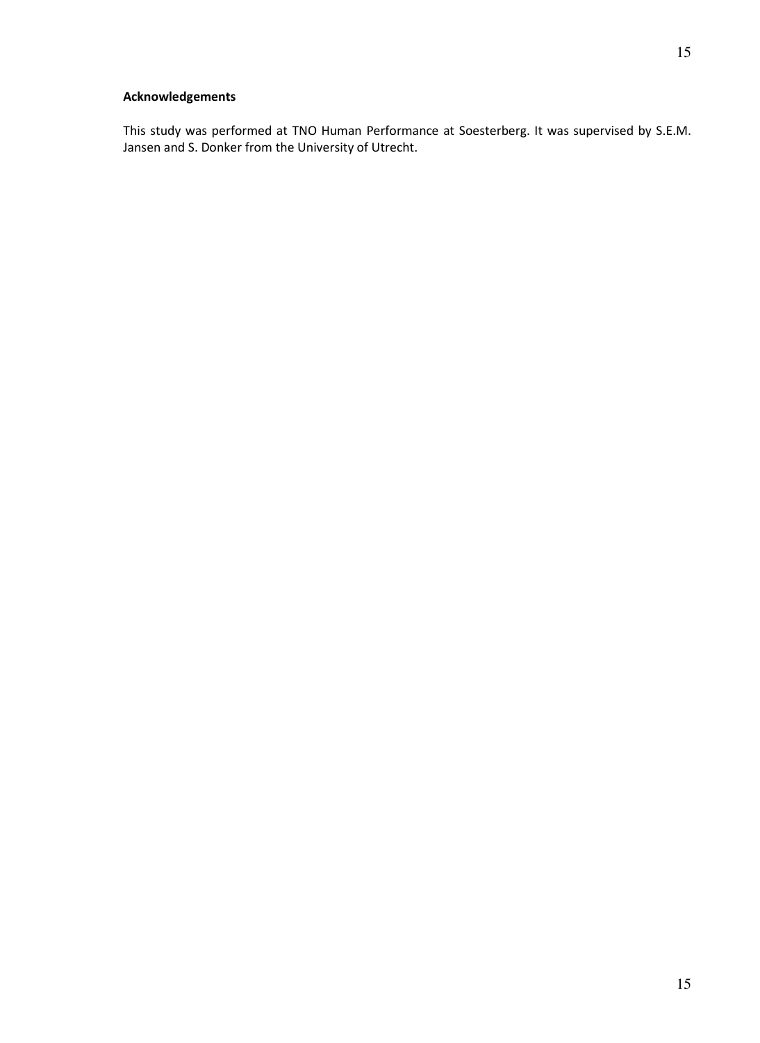## Acknowledgements

This study was performed at TNO Human Performance at Soesterberg. It was supervised by S.E.M. Jansen and S. Donker from the University of Utrecht.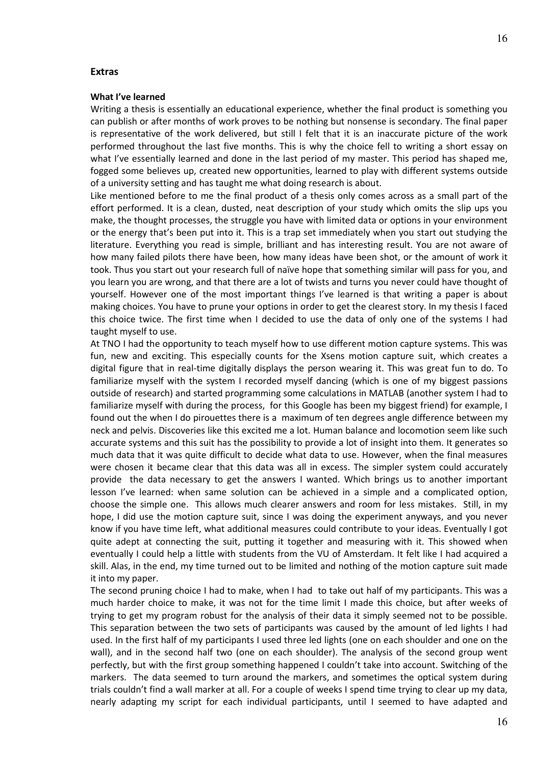## Extras

### What I've learned

Writing a thesis is essentially an educational experience, whether the final product is something you can publish or after months of work proves to be nothing but nonsense is secondary. The final paper is representative of the work delivered, but still I felt that it is an inaccurate picture of the work performed throughout the last five months. This is why the choice fell to writing a short essay on what I've essentially learned and done in the last period of my master. This period has shaped me, fogged some believes up, created new opportunities, learned to play with different systems outside of a university setting and has taught me what doing research is about.

Like mentioned before to me the final product of a thesis only comes across as a small part of the effort performed. It is a clean, dusted, neat description of your study which omits the slip ups you make, the thought processes, the struggle you have with limited data or options in your environment or the energy that's been put into it. This is a trap set immediately when you start out studying the literature. Everything you read is simple, brilliant and has interesting result. You are not aware of how many failed pilots there have been, how many ideas have been shot, or the amount of work it took. Thus you start out your research full of naïve hope that something similar will pass for you, and you learn you are wrong, and that there are a lot of twists and turns you never could have thought of yourself. However one of the most important things I've learned is that writing a paper is about making choices. You have to prune your options in order to get the clearest story. In my thesis I faced this choice twice. The first time when I decided to use the data of only one of the systems I had taught myself to use.

At TNO I had the opportunity to teach myself how to use different motion capture systems. This was fun, new and exciting. This especially counts for the Xsens motion capture suit, which creates a digital figure that in real-time digitally displays the person wearing it. This was great fun to do. To familiarize myself with the system I recorded myself dancing (which is one of my biggest passions outside of research) and started programming some calculations in MATLAB (another system I had to familiarize myself with during the process, for this Google has been my biggest friend) for example, I found out the when I do pirouettes there is a maximum of ten degrees angle difference between my neck and pelvis. Discoveries like this excited me a lot. Human balance and locomotion seem like such accurate systems and this suit has the possibility to provide a lot of insight into them. It generates so much data that it was quite difficult to decide what data to use. However, when the final measures were chosen it became clear that this data was all in excess. The simpler system could accurately provide the data necessary to get the answers I wanted. Which brings us to another important lesson I've learned: when same solution can be achieved in a simple and a complicated option, choose the simple one. This allows much clearer answers and room for less mistakes. Still, in my hope, I did use the motion capture suit, since I was doing the experiment anyways, and you never know if you have time left, what additional measures could contribute to your ideas. Eventually I got quite adept at connecting the suit, putting it together and measuring with it. This showed when eventually I could help a little with students from the VU of Amsterdam. It felt like I had acquired a skill. Alas, in the end, my time turned out to be limited and nothing of the motion capture suit made it into my paper.

The second pruning choice I had to make, when I had to take out half of my participants. This was a much harder choice to make, it was not for the time limit I made this choice, but after weeks of trying to get my program robust for the analysis of their data it simply seemed not to be possible. This separation between the two sets of participants was caused by the amount of led lights I had used. In the first half of my participants I used three led lights (one on each shoulder and one on the wall), and in the second half two (one on each shoulder). The analysis of the second group went perfectly, but with the first group something happened I couldn't take into account. Switching of the markers. The data seemed to turn around the markers, and sometimes the optical system during trials couldn't find a wall marker at all. For a couple of weeks I spend time trying to clear up my data, nearly adapting my script for each individual participants, until I seemed to have adapted and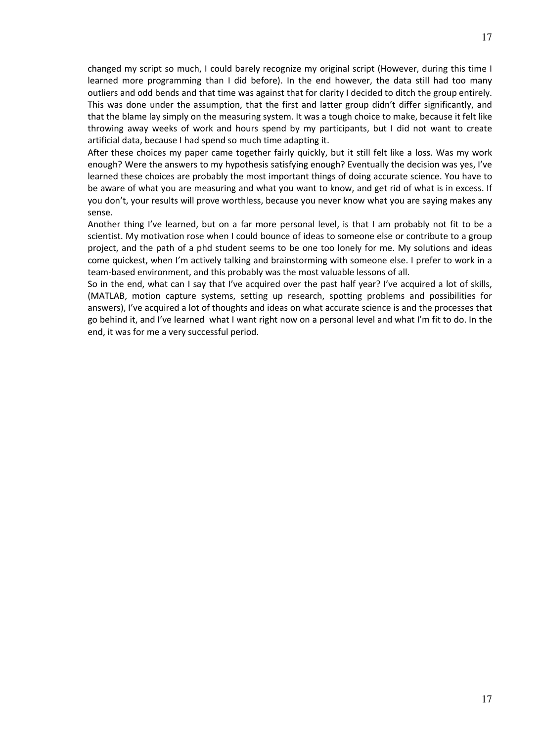changed my script so much, I could barely recognize my original script (However, during this time I learned more programming than I did before). In the end however, the data still had too many outliers and odd bends and that time was against that for clarity I decided to ditch the group entirely. This was done under the assumption, that the first and latter group didn't differ significantly, and that the blame lay simply on the measuring system. It was a tough choice to make, because it felt like throwing away weeks of work and hours spend by my participants, but I did not want to create artificial data, because I had spend so much time adapting it.

After these choices my paper came together fairly quickly, but it still felt like a loss. Was my work enough? Were the answers to my hypothesis satisfying enough? Eventually the decision was yes, I've learned these choices are probably the most important things of doing accurate science. You have to be aware of what you are measuring and what you want to know, and get rid of what is in excess. If you don't, your results will prove worthless, because you never know what you are saying makes any sense.

Another thing I've learned, but on a far more personal level, is that I am probably not fit to be a scientist. My motivation rose when I could bounce of ideas to someone else or contribute to a group project, and the path of a phd student seems to be one too lonely for me. My solutions and ideas come quickest, when I'm actively talking and brainstorming with someone else. I prefer to work in a team-based environment, and this probably was the most valuable lessons of all.

So in the end, what can I say that I've acquired over the past half year? I've acquired a lot of skills, (MATLAB, motion capture systems, setting up research, spotting problems and possibilities for answers), I've acquired a lot of thoughts and ideas on what accurate science is and the processes that go behind it, and I've learned what I want right now on a personal level and what I'm fit to do. In the end, it was for me a very successful period.